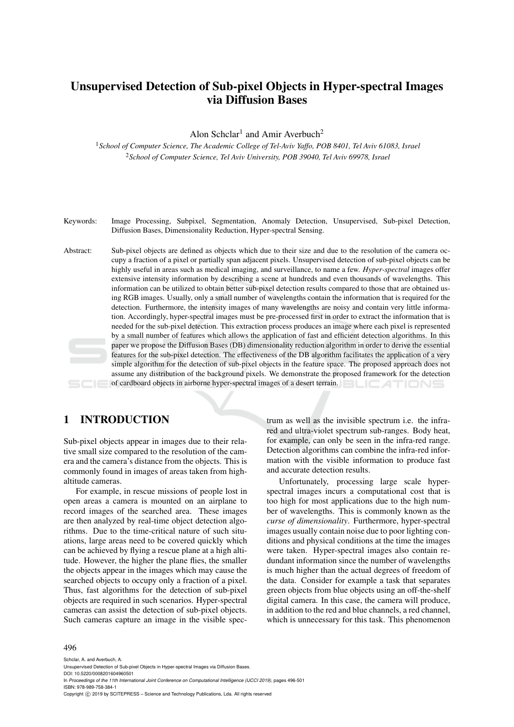# Unsupervised Detection of Sub-pixel Objects in Hyper-spectral Images via Diffusion Bases

Alon Schclar[1] and Amir Averbuch[2]

[1]*School of Computer Science, The Academic College of Tel-Aviv Yaffo, POB 8401, Tel Aviv 61083, Israel*
[2]*School of Computer Science, Tel Aviv University, POB 39040, Tel Aviv 69978, Israel*

Keywords: Image Processing, Subpixel, Segmentation, Anomaly Detection, Unsupervised, Sub-pixel Detection, Diffusion Bases, Dimensionality Reduction, Hyper-spectral Sensing.

Abstract: Sub-pixel objects are defined as objects which due to their size and due to the resolution of the camera occupy a fraction of a pixel or partially span adjacent pixels. Unsupervised detection of sub-pixel objects can be highly useful in areas such as medical imaging, and surveillance, to name a few. *Hyper-spectral* images offer extensive intensity information by describing a scene at hundreds and even thousands of wavelengths. This information can be utilized to obtain better sub-pixel detection results compared to those that are obtained using RGB images. Usually, only a small number of wavelengths contain the information that is required for the detection. Furthermore, the intensity images of many wavelengths are noisy and contain very little information. Accordingly, hyper-spectral images must be pre-processed first in order to extract the information that is needed for the sub-pixel detection. This extraction process produces an image where each pixel is represented by a small number of features which allows the application of fast and efficient detection algorithms. In this paper we propose the Diffusion Bases (DB) dimensionality reduction algorithm in order to derive the essential features for the sub-pixel detection. The effectiveness of the DB algorithm facilitates the application of a very simple algorithm for the detection of sub-pixel objects in the feature space. The proposed approach does not assume any distribution of the background pixels. We demonstrate the proposed framework for the detection of cardboard objects in airborne hyper-spectral images of a desert terrain.

## 1 INTRODUCTION

Sub-pixel objects appear in images due to their relative small size compared to the resolution of the camera and the camera's distance from the objects. This is commonly found in images of areas taken from high-altitude cameras.

For example, in rescue missions of people lost in open areas a camera is mounted on an airplane to record images of the searched area. These images are then analyzed by real-time object detection algorithms. Due to the time-critical nature of such situations, large areas need to be covered quickly which can be achieved by flying a rescue plane at a high altitude. However, the higher the plane flies, the smaller the objects appear in the images which may cause the searched objects to occupy only a fraction of a pixel. Thus, fast algorithms for the detection of sub-pixel objects are required in such scenarios. Hyper-spectral cameras can assist the detection of sub-pixel objects. Such cameras capture an image in the visible spectrum as well as the invisible spectrum i.e. the infra-red and ultra-violet spectrum sub-ranges. Body heat, for example, can only be seen in the infra-red range. Detection algorithms can combine the infra-red information with the visible information to produce fast and accurate detection results.

Unfortunately, processing large scale hyper-spectral images incurs a computational cost that is too high for most applications due to the high number of wavelengths. This is commonly known as the *curse of dimensionality*. Furthermore, hyper-spectral images usually contain noise due to poor lighting conditions and physical conditions at the time the images were taken. Hyper-spectral images also contain redundant information since the number of wavelengths is much higher than the actual degrees of freedom of the data. Consider for example a task that separates green objects from blue objects using an off-the-shelf digital camera. In this case, the camera will produce, in addition to the red and blue channels, a red channel, which is unnecessary for this task. This phenomenon

Schclar, A. and Averbuch, A.
Unsupervised Detection of Sub-pixel Objects in Hyper-spectral Images via Diffusion Bases.
DOI: 10.5220/0008201604960501
In *Proceedings of the 11th International Joint Conference on Computational Intelligence (IJCCI 2019)*, pages 496-501
ISBN: 978-989-758-384-1
Copyright © 2019 by SCITEPRESS – Science and Technology Publications, Lda. All rights reserved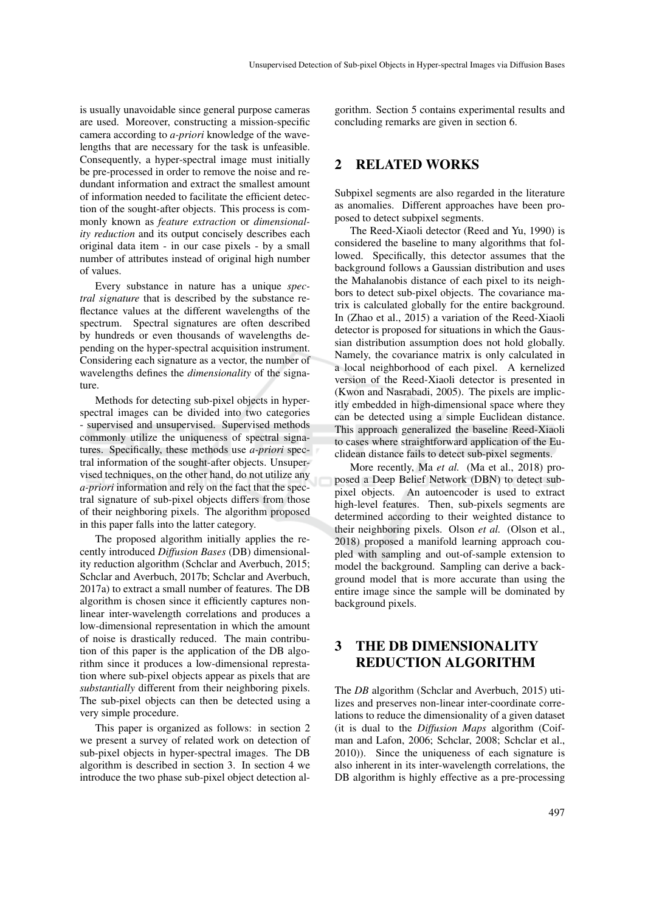is usually unavoidable since general purpose cameras are used. Moreover, constructing a mission-specific camera according to *a-priori* knowledge of the wavelengths that are necessary for the task is unfeasible. Consequently, a hyper-spectral image must initially be pre-processed in order to remove the noise and redundant information and extract the smallest amount of information needed to facilitate the efficient detection of the sought-after objects. This process is commonly known as *feature extraction* or *dimensionality reduction* and its output concisely describes each original data item - in our case pixels - by a small number of attributes instead of original high number of values.

Every substance in nature has a unique *spectral signature* that is described by the substance reflectance values at the different wavelengths of the spectrum. Spectral signatures are often described by hundreds or even thousands of wavelengths depending on the hyper-spectral acquisition instrument. Considering each signature as a vector, the number of wavelengths defines the *dimensionality* of the signature.

Methods for detecting sub-pixel objects in hyper-spectral images can be divided into two categories - supervised and unsupervised. Supervised methods commonly utilize the uniqueness of spectral signatures. Specifically, these methods use *a-priori* spectral information of the sought-after objects. Unsupervised techniques, on the other hand, do not utilize any *a-priori* information and rely on the fact that the spectral signature of sub-pixel objects differs from those of their neighboring pixels. The algorithm proposed in this paper falls into the latter category.

The proposed algorithm initially applies the recently introduced *Diffusion Bases* (DB) dimensionality reduction algorithm (Schclar and Averbuch, 2015; Schclar and Averbuch, 2017b; Schclar and Averbuch, 2017a) to extract a small number of features. The DB algorithm is chosen since it efficiently captures non-linear inter-wavelength correlations and produces a low-dimensional representation in which the amount of noise is drastically reduced. The main contribution of this paper is the application of the DB algorithm since it produces a low-dimensional represtation where sub-pixel objects appear as pixels that are *substantially* different from their neighboring pixels. The sub-pixel objects can then be detected using a very simple procedure.

This paper is organized as follows: in section 2 we present a survey of related work on detection of sub-pixel objects in hyper-spectral images. The DB algorithm is described in section 3. In section 4 we introduce the two phase sub-pixel object detection algorithm. Section 5 contains experimental results and concluding remarks are given in section 6.

## 2 RELATED WORKS

Subpixel segments are also regarded in the literature as anomalies. Different approaches have been proposed to detect subpixel segments.

The Reed-Xiaoli detector (Reed and Yu, 1990) is considered the baseline to many algorithms that followed. Specifically, this detector assumes that the background follows a Gaussian distribution and uses the Mahalanobis distance of each pixel to its neighbors to detect sub-pixel objects. The covariance matrix is calculated globally for the entire background. In (Zhao et al., 2015) a variation of the Reed-Xiaoli detector is proposed for situations in which the Gaussian distribution assumption does not hold globally. Namely, the covariance matrix is only calculated in a local neighborhood of each pixel. A kernelized version of the Reed-Xiaoli detector is presented in (Kwon and Nasrabadi, 2005). The pixels are implicitly embedded in high-dimensional space where they can be detected using a simple Euclidean distance. This approach generalized the baseline Reed-Xiaoli to cases where straightforward application of the Euclidean distance fails to detect sub-pixel segments.

More recently, Ma *et al.* (Ma et al., 2018) proposed a Deep Belief Network (DBN) to detect sub-pixel objects. An autoencoder is used to extract high-level features. Then, sub-pixels segments are determined according to their weighted distance to their neighboring pixels. Olson *et al.* (Olson et al., 2018) proposed a manifold learning approach coupled with sampling and out-of-sample extension to model the background. Sampling can derive a background model that is more accurate than using the entire image since the sample will be dominated by background pixels.

## 3 THE DB DIMENSIONALITY REDUCTION ALGORITHM

The *DB* algorithm (Schclar and Averbuch, 2015) utilizes and preserves non-linear inter-coordinate correlations to reduce the dimensionality of a given dataset (it is dual to the *Diffusion Maps* algorithm (Coifman and Lafon, 2006; Schclar, 2008; Schclar et al., 2010)). Since the uniqueness of each signature is also inherent in its inter-wavelength correlations, the DB algorithm is highly effective as a pre-processing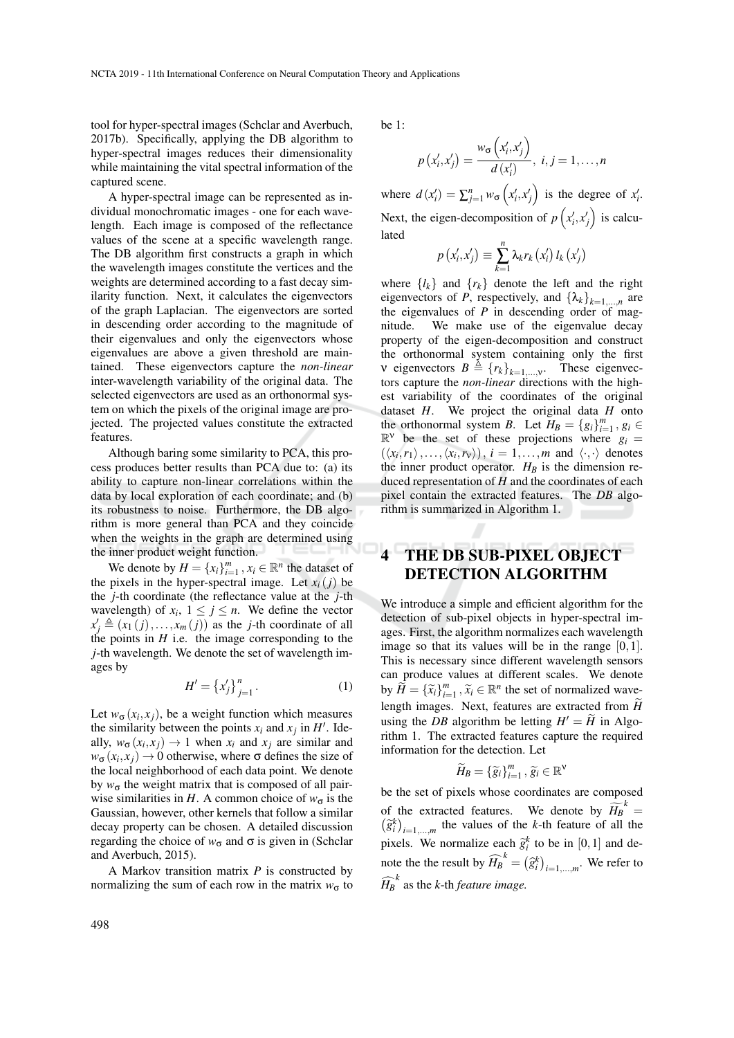tool for hyper-spectral images (Schclar and Averbuch, 2017b). Specifically, applying the DB algorithm to hyper-spectral images reduces their dimensionality while maintaining the vital spectral information of the captured scene.

A hyper-spectral image can be represented as individual monochromatic images - one for each wavelength. Each image is composed of the reflectance values of the scene at a specific wavelength range. The DB algorithm first constructs a graph in which the wavelength images constitute the vertices and the weights are determined according to a fast decay similarity function. Next, it calculates the eigenvectors of the graph Laplacian. The eigenvectors are sorted in descending order according to the magnitude of their eigenvalues and only the eigenvectors whose eigenvalues are above a given threshold are maintained. These eigenvectors capture the *non-linear* inter-wavelength variability of the original data. The selected eigenvectors are used as an orthonormal system on which the pixels of the original image are projected. The projected values constitute the extracted features.

Although baring some similarity to PCA, this process produces better results than PCA due to: (a) its ability to capture non-linear correlations within the data by local exploration of each coordinate; and (b) its robustness to noise. Furthermore, the DB algorithm is more general than PCA and they coincide when the weights in the graph are determined using the inner product weight function.

We denote by $H = \{x_i\}_{i=1}^{m}, x_i \in \mathbb{R}^n$ the dataset of the pixels in the hyper-spectral image. Let $x_i(j)$ be the $j$-th coordinate (the reflectance value at the $j$-th wavelength) of $x_i$, $1 \leq j \leq n$. We define the vector $x'_j \triangleq (x_1(j), \ldots, x_m(j))$ as the $j$-th coordinate of all the points in $H$ i.e. the image corresponding to the $j$-th wavelength. We denote the set of wavelength images by

$$H' = \{x'_j\}_{j=1}^{n}. \tag{1}$$

Let $w_\sigma(x_i, x_j)$, be a weight function which measures the similarity between the points $x_i$ and $x_j$ in $H'$. Ideally, $w_\sigma(x_i, x_j) \to 1$ when $x_i$ and $x_j$ are similar and $w_\sigma(x_i, x_j) \to 0$ otherwise, where $\sigma$ defines the size of the local neighborhood of each data point. We denote by $w_\sigma$ the weight matrix that is composed of all pairwise similarities in $H$. A common choice of $w_\sigma$ is the Gaussian, however, other kernels that follow a similar decay property can be chosen. A detailed discussion regarding the choice of $w_\sigma$ and $\sigma$ is given in (Schclar and Averbuch, 2015).

A Markov transition matrix $P$ is constructed by normalizing the sum of each row in the matrix $w_\sigma$ to be 1:

$$p\left(x'_i, x'_j\right) = \frac{w_\sigma\left(x'_i, x'_j\right)}{d\left(x'_i\right)}, \; i, j = 1, \ldots, n$$

where $d\left(x'_i\right) = \sum_{j=1}^{n} w_\sigma\left(x'_i, x'_j\right)$ is the degree of $x'_i$. Next, the eigen-decomposition of $p\left(x'_i, x'_j\right)$ is calculated

$$p\left(x'_i, x'_j\right) \equiv \sum_{k=1}^{n} \lambda_k r_k\left(x'_i\right) l_k\left(x'_j\right)$$

where $\{l_k\}$ and $\{r_k\}$ denote the left and the right eigenvectors of $P$, respectively, and $\{\lambda_k\}_{k=1,\ldots,n}$ are the eigenvalues of $P$ in descending order of magnitude. We make use of the eigenvalue decay property of the eigen-decomposition and construct the orthonormal system containing only the first $\nu$ eigenvectors $B \triangleq \{r_k\}_{k=1,\ldots,\nu}$. These eigenvectors capture the *non-linear* directions with the highest variability of the coordinates of the original dataset $H$. We project the original data $H$ onto the orthonormal system $B$. Let $H_B = \{g_i\}_{i=1}^{m}, g_i \in \mathbb{R}^\nu$ be the set of these projections where $g_i = (\langle x_i, r_1\rangle, \ldots, \langle x_i, r_\nu\rangle), \; i = 1, \ldots, m$ and $\langle\cdot,\cdot\rangle$ denotes the inner product operator. $H_B$ is the dimension reduced representation of $H$ and the coordinates of each pixel contain the extracted features. The *DB* algorithm is summarized in Algorithm 1.

# 4 THE DB SUB-PIXEL OBJECT DETECTION ALGORITHM

We introduce a simple and efficient algorithm for the detection of sub-pixel objects in hyper-spectral images. First, the algorithm normalizes each wavelength image so that its values will be in the range $[0, 1]$. This is necessary since different wavelength sensors can produce values at different scales. We denote by $\widetilde{H} = \{\widetilde{x}_i\}_{i=1}^{m}, \widetilde{x}_i \in \mathbb{R}^n$ the set of normalized wavelength images. Next, features are extracted from $\widetilde{H}$ using the *DB* algorithm be letting $H' = \widetilde{H}$ in Algorithm 1. The extracted features capture the required information for the detection. Let

$$\widetilde{H}_B = \{\widetilde{g}_i\}_{i=1}^{m}, \widetilde{g}_i \in \mathbb{R}^\nu$$

be the set of pixels whose coordinates are composed of the extracted features. We denote by $\widetilde{H_B}^k = \left(\widetilde{g}_i^k\right)_{i=1,\ldots,m}$ the values of the $k$-th feature of all the pixels. We normalize each $\widetilde{g}_i^k$ to be in $[0,1]$ and denote the the result by $\widehat{H_B}^k = \left(\widehat{g}_i^k\right)_{i=1,\ldots,m}$. We refer to $\widehat{H_B}^k$ as the $k$-th *feature image.*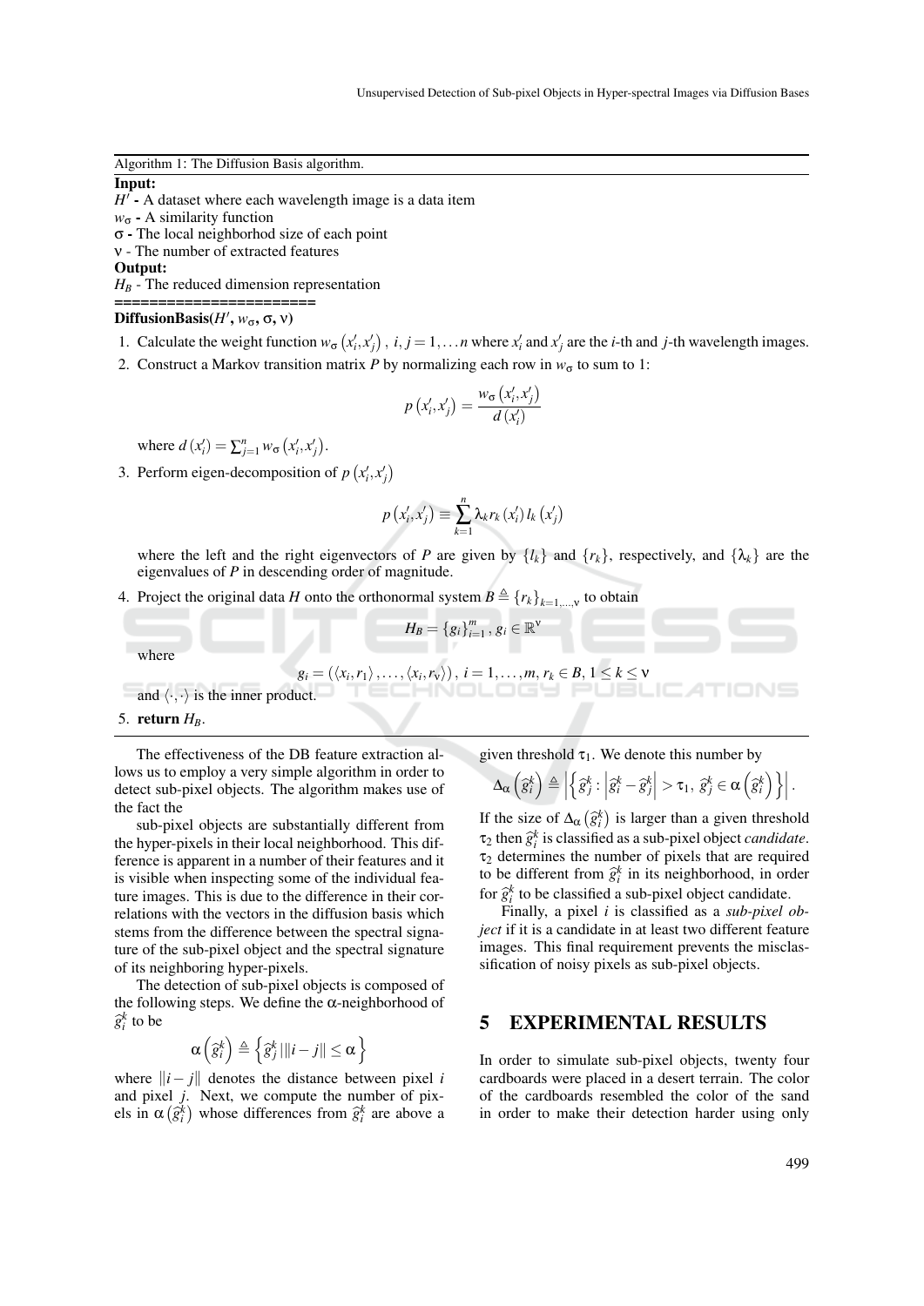Algorithm 1: The Diffusion Basis algorithm.

**Input:**

$H'$ **-** A dataset where each wavelength image is a data item

$w_\sigma$ **-** A similarity function

$\sigma$ **-** The local neighborhod size of each point

$\nu$ - The number of extracted features

**Output:**

$H_B$ - The reduced dimension representation

**=======================**

**DiffusionBasis($H'$, $w_\sigma$, $\sigma$, $\nu$)**

1. Calculate the weight function $w_\sigma\left(x_i', x_j'\right)$, $i, j = 1, \ldots n$ where $x_i'$ and $x_j'$ are the $i$-th and $j$-th wavelength images.
2. Construct a Markov transition matrix $P$ by normalizing each row in $w_\sigma$ to sum to 1:
$$p\left(x_i', x_j'\right) = \frac{w_\sigma\left(x_i', x_j'\right)}{d\left(x_i'\right)}$$
where $d\left(x_i'\right) = \sum_{j=1}^{n} w_\sigma\left(x_i', x_j'\right)$.
3. Perform eigen-decomposition of $p\left(x_i', x_j'\right)$
$$p\left(x_i', x_j'\right) \equiv \sum_{k=1}^{n} \lambda_k r_k\left(x_i'\right) l_k\left(x_j'\right)$$
where the left and the right eigenvectors of $P$ are given by $\{l_k\}$ and $\{r_k\}$, respectively, and $\{\lambda_k\}$ are the eigenvalues of $P$ in descending order of magnitude.
4. Project the original data $H$ onto the orthonormal system $B \triangleq \{r_k\}_{k=1,\ldots,\nu}$ to obtain
$$H_B = \{g_i\}_{i=1}^{m}, g_i \in \mathbb{R}^{\nu}$$
where
$$g_i = \left(\langle x_i, r_1 \rangle, \ldots, \langle x_i, r_\nu \rangle\right), \ i = 1, \ldots, m, \ r_k \in B, \ 1 \leq k \leq \nu$$
and $\langle \cdot, \cdot \rangle$ is the inner product.
5. **return** $H_B$.

The effectiveness of the DB feature extraction allows us to employ a very simple algorithm in order to detect sub-pixel objects. The algorithm makes use of the fact the

sub-pixel objects are substantially different from the hyper-pixels in their local neighborhood. This difference is apparent in a number of their features and it is visible when inspecting some of the individual feature images. This is due to the difference in their correlations with the vectors in the diffusion basis which stems from the difference between the spectral signature of the sub-pixel object and the spectral signature of its neighboring hyper-pixels.

The detection of sub-pixel objects is composed of the following steps. We define the $\alpha$-neighborhood of $\widehat{g}_i^k$ to be

$$\alpha\left(\widehat{g}_i^k\right) \triangleq \left\{\widehat{g}_j^k \,|\, \|i - j\| \leq \alpha\right\}$$

where $\|i - j\|$ denotes the distance between pixel $i$ and pixel $j$. Next, we compute the number of pixels in $\alpha\left(\widehat{g}_i^k\right)$ whose differences from $\widehat{g}_i^k$ are above a given threshold $\tau_1$. We denote this number by

$$\Delta_\alpha\left(\widehat{g}_i^k\right) \triangleq \left|\left\{\widehat{g}_j^k : \left|\widehat{g}_i^k - \widehat{g}_j^k\right| > \tau_1, \ \widehat{g}_j^k \in \alpha\left(\widehat{g}_i^k\right)\right\}\right|.$$

If the size of $\Delta_\alpha\left(\widehat{g}_i^k\right)$ is larger than a given threshold $\tau_2$ then $\widehat{g}_i^k$ is classified as a sub-pixel object *candidate*. $\tau_2$ determines the number of pixels that are required to be different from $\widehat{g}_i^k$ in its neighborhood, in order for $\widehat{g}_i^k$ to be classified a sub-pixel object candidate.

Finally, a pixel $i$ is classified as a *sub-pixel object* if it is a candidate in at least two different feature images. This final requirement prevents the misclassification of noisy pixels as sub-pixel objects.

## 5 EXPERIMENTAL RESULTS

In order to simulate sub-pixel objects, twenty four cardboards were placed in a desert terrain. The color of the cardboards resembled the color of the sand in order to make their detection harder using only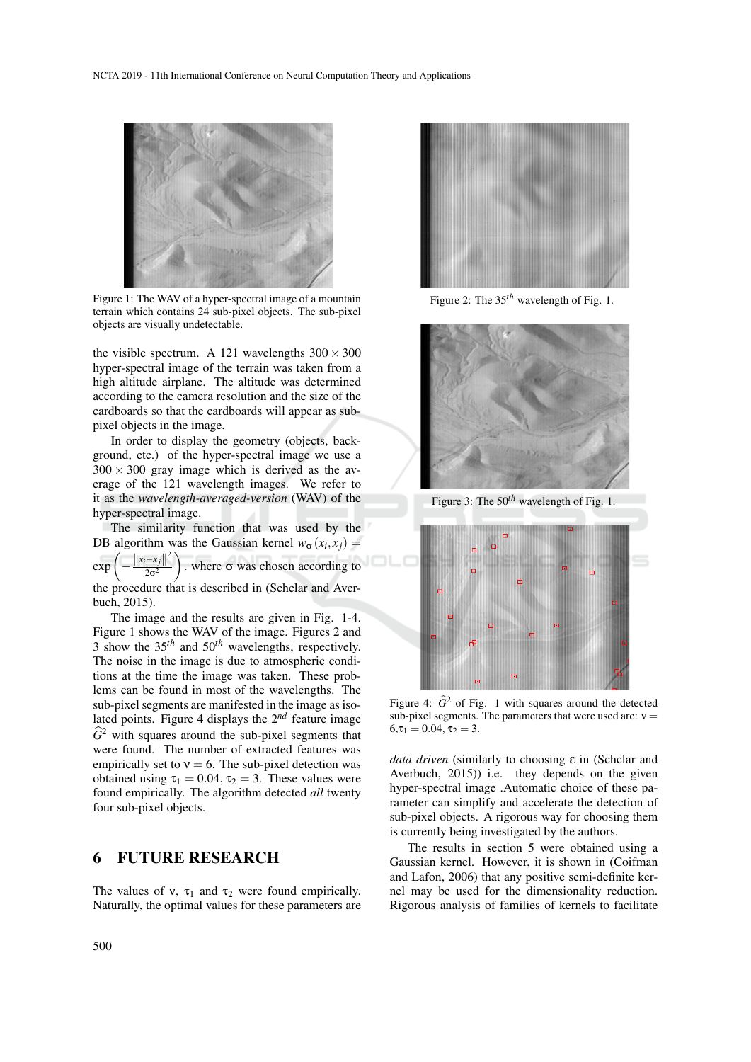Figure 1: The WAV of a hyper-spectral image of a mountain terrain which contains 24 sub-pixel objects. The sub-pixel objects are visually undetectable.

Figure 2: The $35^{th}$ wavelength of Fig. 1.

Figure 3: The $50^{th}$ wavelength of Fig. 1.

Figure 4: $\widehat{G}^2$ of Fig. 1 with squares around the detected sub-pixel segments. The parameters that were used are: $\nu = 6, \tau_1 = 0.04, \tau_2 = 3$.

the visible spectrum. A 121 wavelengths $300 \times 300$ hyper-spectral image of the terrain was taken from a high altitude airplane. The altitude was determined according to the camera resolution and the size of the cardboards so that the cardboards will appear as sub-pixel objects in the image.

In order to display the geometry (objects, background, etc.) of the hyper-spectral image we use a $300 \times 300$ gray image which is derived as the average of the 121 wavelength images. We refer to it as the *wavelength-averaged-version* (WAV) of the hyper-spectral image.

The similarity function that was used by the DB algorithm was the Gaussian kernel $w_\sigma(x_i, x_j) = \exp\left(-\frac{\|x_i - x_j\|^2}{2\sigma^2}\right)$. where $\sigma$ was chosen according to the procedure that is described in (Schclar and Averbuch, 2015).

The image and the results are given in Fig. 1-4. Figure 1 shows the WAV of the image. Figures 2 and 3 show the $35^{th}$ and $50^{th}$ wavelengths, respectively. The noise in the image is due to atmospheric conditions at the time the image was taken. These problems can be found in most of the wavelengths. The sub-pixel segments are manifested in the image as isolated points. Figure 4 displays the $2^{nd}$ feature image $\widehat{G}^2$ with squares around the sub-pixel segments that were found. The number of extracted features was empirically set to $\nu = 6$. The sub-pixel detection was obtained using $\tau_1 = 0.04$, $\tau_2 = 3$. These values were found empirically. The algorithm detected *all* twenty four sub-pixel objects.

# 6 FUTURE RESEARCH

The values of $\nu$, $\tau_1$ and $\tau_2$ were found empirically. Naturally, the optimal values for these parameters are *data driven* (similarly to choosing $\varepsilon$ in (Schclar and Averbuch, 2015)) i.e. they depends on the given hyper-spectral image .Automatic choice of these parameter can simplify and accelerate the detection of sub-pixel objects. A rigorous way for choosing them is currently being investigated by the authors.

The results in section 5 were obtained using a Gaussian kernel. However, it is shown in (Coifman and Lafon, 2006) that any positive semi-definite kernel may be used for the dimensionality reduction. Rigorous analysis of families of kernels to facilitate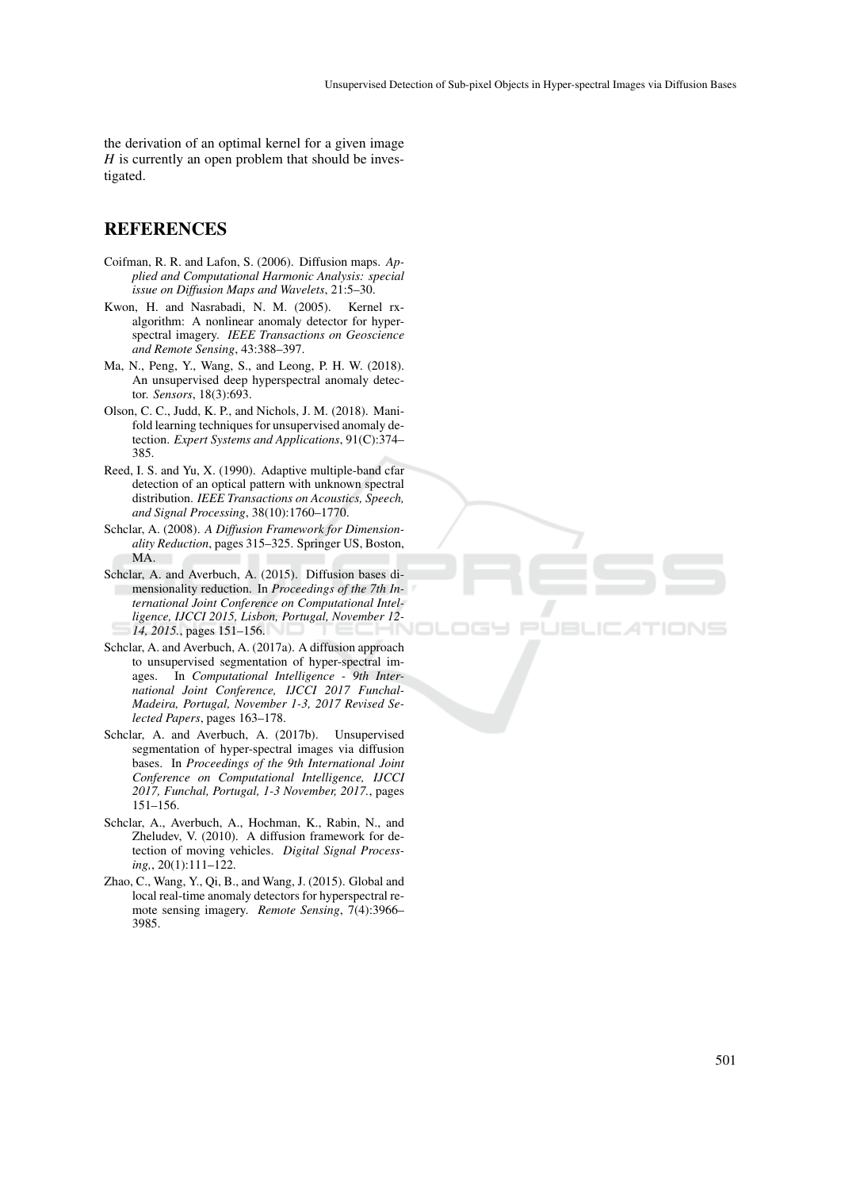the derivation of an optimal kernel for a given image $H$ is currently an open problem that should be investigated.

## REFERENCES

Coifman, R. R. and Lafon, S. (2006). Diffusion maps. *Applied and Computational Harmonic Analysis: special issue on Diffusion Maps and Wavelets*, 21:5–30.

Kwon, H. and Nasrabadi, N. M. (2005). Kernel rx-algorithm: A nonlinear anomaly detector for hyperspectral imagery. *IEEE Transactions on Geoscience and Remote Sensing*, 43:388–397.

Ma, N., Peng, Y., Wang, S., and Leong, P. H. W. (2018). An unsupervised deep hyperspectral anomaly detector. *Sensors*, 18(3):693.

Olson, C. C., Judd, K. P., and Nichols, J. M. (2018). Manifold learning techniques for unsupervised anomaly detection. *Expert Systems and Applications*, 91(C):374–385.

Reed, I. S. and Yu, X. (1990). Adaptive multiple-band cfar detection of an optical pattern with unknown spectral distribution. *IEEE Transactions on Acoustics, Speech, and Signal Processing*, 38(10):1760–1770.

Schclar, A. (2008). *A Diffusion Framework for Dimensionality Reduction*, pages 315–325. Springer US, Boston, MA.

Schclar, A. and Averbuch, A. (2015). Diffusion bases dimensionality reduction. In *Proceedings of the 7th International Joint Conference on Computational Intelligence, IJCCI 2015, Lisbon, Portugal, November 12-14, 2015.*, pages 151–156.

Schclar, A. and Averbuch, A. (2017a). A diffusion approach to unsupervised segmentation of hyper-spectral images. In *Computational Intelligence - 9th International Joint Conference, IJCCI 2017 Funchal-Madeira, Portugal, November 1-3, 2017 Revised Selected Papers*, pages 163–178.

Schclar, A. and Averbuch, A. (2017b). Unsupervised segmentation of hyper-spectral images via diffusion bases. In *Proceedings of the 9th International Joint Conference on Computational Intelligence, IJCCI 2017, Funchal, Portugal, 1-3 November, 2017.*, pages 151–156.

Schclar, A., Averbuch, A., Hochman, K., Rabin, N., and Zheludev, V. (2010). A diffusion framework for detection of moving vehicles. *Digital Signal Processing,*, 20(1):111–122.

Zhao, C., Wang, Y., Qi, B., and Wang, J. (2015). Global and local real-time anomaly detectors for hyperspectral remote sensing imagery. *Remote Sensing*, 7(4):3966–3985.